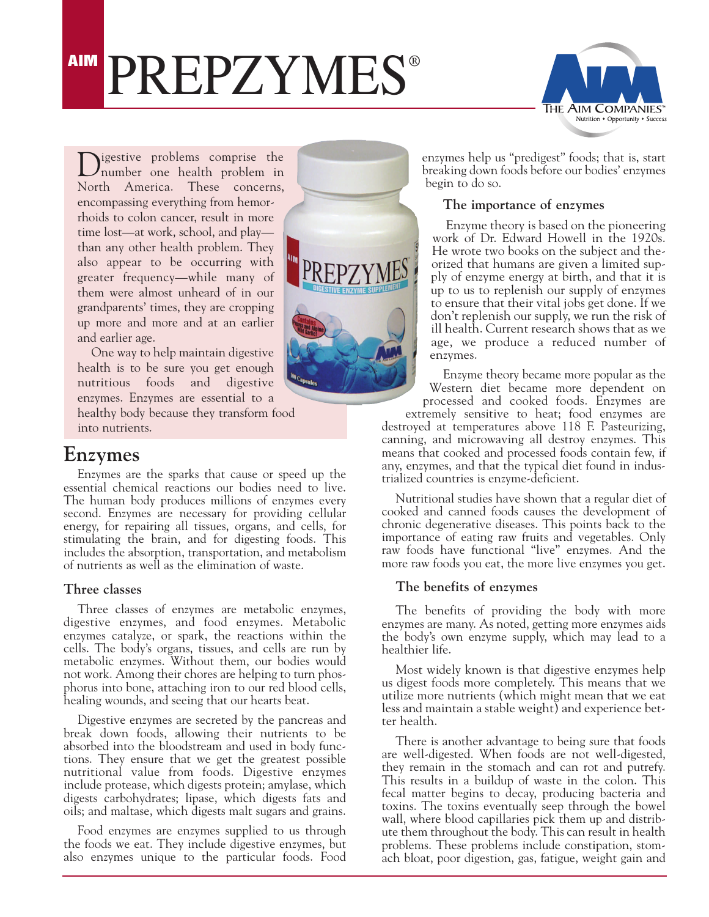# AIM PREPZYMES®

Digestive problems comprise the number one health problem in North America. These concerns, encompassing everything from hemorrhoids to colon cancer, result in more time lost—at work, school, and play—than any other health problem. They also appear to be occurring with greater frequency—while many of them were almost unheard of in our grandparents' times, they are cropping up more and more and at an earlier and earlier age.

One way to help maintain digestive health is to be sure you get enough nutritious foods and digestive enzymes. Enzymes are essential to a healthy body because they transform food into nutrients.

## Enzymes

Enzymes are the sparks that cause or speed up the essential chemical reactions our bodies need to live. The human body produces millions of enzymes every second. Enzymes are necessary for providing cellular energy, for repairing all tissues, organs, and cells, for stimulating the brain, and for digesting foods. This includes the absorption, transportation, and metabolism of nutrients as well as the elimination of waste.

### Three classes

Three classes of enzymes are metabolic enzymes, digestive enzymes, and food enzymes. Metabolic enzymes catalyze, or spark, the reactions within the cells. The body's organs, tissues, and cells are run by metabolic enzymes. Without them, our bodies would not work. Among their chores are helping to turn phosphorus into bone, attaching iron to our red blood cells, healing wounds, and seeing that our hearts beat.

Digestive enzymes are secreted by the pancreas and break down foods, allowing their nutrients to be absorbed into the bloodstream and used in body functions. They ensure that we get the greatest possible nutritional value from foods. Digestive enzymes include protease, which digests protein; amylase, which digests carbohydrates; lipase, which digests fats and oils; and maltase, which digests malt sugars and grains.

Food enzymes are enzymes supplied to us through the foods we eat. They include digestive enzymes, but also enzymes unique to the particular foods. Food enzymes help us "predigest" foods; that is, start breaking down foods before our bodies' enzymes begin to do so.

### The importance of enzymes

Enzyme theory is based on the pioneering work of Dr. Edward Howell in the 1920s. He wrote two books on the subject and theorized that humans are given a limited supply of enzyme energy at birth, and that it is up to us to replenish our supply of enzymes to ensure that their vital jobs get done. If we don't replenish our supply, we run the risk of ill health. Current research shows that as we age, we produce a reduced number of enzymes.

Enzyme theory became more popular as the Western diet became more dependent on processed and cooked foods. Enzymes are extremely sensitive to heat; food enzymes are destroyed at temperatures above 118 F. Pasteurizing, canning, and microwaving all destroy enzymes. This means that cooked and processed foods contain few, if any, enzymes, and that the typical diet found in industrialized countries is enzyme-deficient.

Nutritional studies have shown that a regular diet of cooked and canned foods causes the development of chronic degenerative diseases. This points back to the importance of eating raw fruits and vegetables. Only raw foods have functional "live" enzymes. And the more raw foods you eat, the more live enzymes you get.

### The benefits of enzymes

The benefits of providing the body with more enzymes are many. As noted, getting more enzymes aids the body's own enzyme supply, which may lead to a healthier life.

Most widely known is that digestive enzymes help us digest foods more completely. This means that we utilize more nutrients (which might mean that we eat less and maintain a stable weight) and experience better health.

There is another advantage to being sure that foods are well-digested. When foods are not well-digested, they remain in the stomach and can rot and putrefy. This results in a buildup of waste in the colon. This fecal matter begins to decay, producing bacteria and toxins. The toxins eventually seep through the bowel wall, where blood capillaries pick them up and distribute them throughout the body. This can result in health problems. These problems include constipation, stomach bloat, poor digestion, gas, fatigue, weight gain and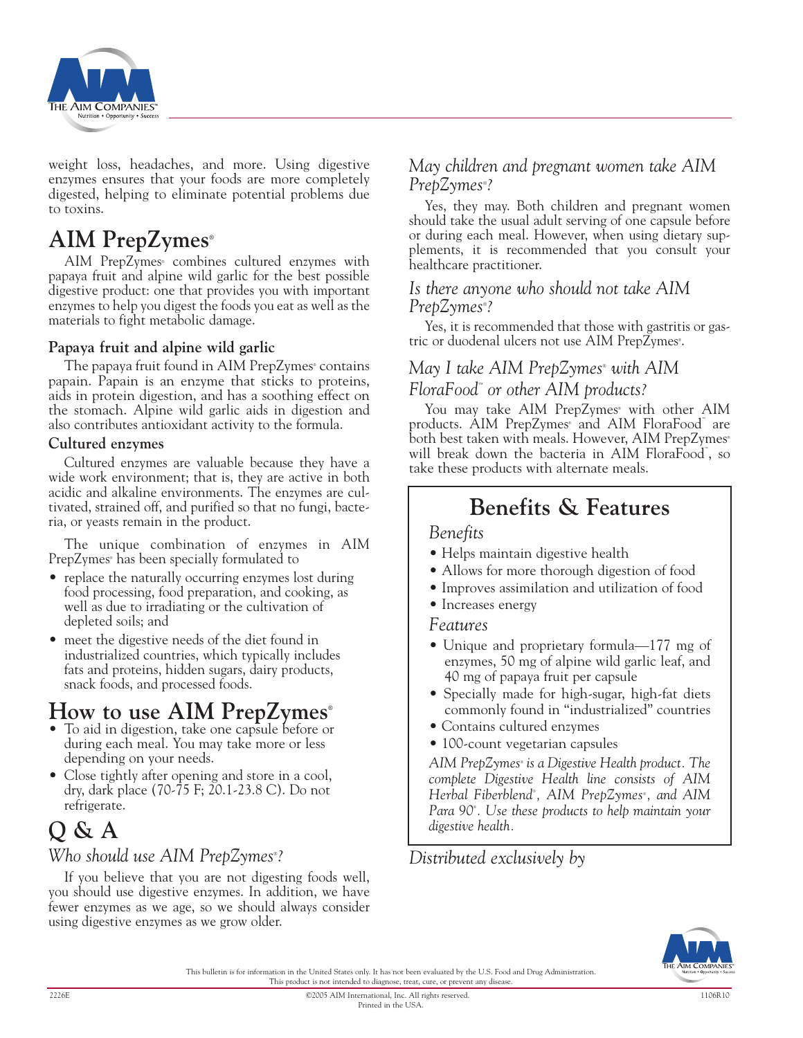weight loss, headaches, and more. Using digestive enzymes ensures that your foods are more completely digested, helping to eliminate potential problems due to toxins.

## AIM PrepZymes®

AIM PrepZymes® combines cultured enzymes with papaya fruit and alpine wild garlic for the best possible digestive product: one that provides you with important enzymes to help you digest the foods you eat as well as the materials to fight metabolic damage.

### Papaya fruit and alpine wild garlic

The papaya fruit found in AIM PrepZymes® contains papain. Papain is an enzyme that sticks to proteins, aids in protein digestion, and has a soothing effect on the stomach. Alpine wild garlic aids in digestion and also contributes antioxidant activity to the formula.

### Cultured enzymes

Cultured enzymes are valuable because they have a wide work environment; that is, they are active in both acidic and alkaline environments. The enzymes are cultivated, strained off, and purified so that no fungi, bacteria, or yeasts remain in the product.

The unique combination of enzymes in AIM PrepZymes® has been specially formulated to

- replace the naturally occurring enzymes lost during food processing, food preparation, and cooking, as well as due to irradiating or the cultivation of depleted soils; and
- meet the digestive needs of the diet found in industrialized countries, which typically includes fats and proteins, hidden sugars, dairy products, snack foods, and processed foods.

## How to use AIM PrepZymes®

- To aid in digestion, take one capsule before or during each meal. You may take more or less depending on your needs.
- Close tightly after opening and store in a cool, dry, dark place (70-75 F; 20.1-23.8 C). Do not refrigerate.

## Q & A

### *Who should use AIM PrepZymes®?*

If you believe that you are not digesting foods well, you should use digestive enzymes. In addition, we have fewer enzymes as we age, so we should always consider using digestive enzymes as we grow older.

### *May children and pregnant women take AIM PrepZymes®?*

Yes, they may. Both children and pregnant women should take the usual adult serving of one capsule before or during each meal. However, when using dietary supplements, it is recommended that you consult your healthcare practitioner.

### *Is there anyone who should not take AIM PrepZymes®?*

Yes, it is recommended that those with gastritis or gastric or duodenal ulcers not use AIM PrepZymes®.

### *May I take AIM PrepZymes® with AIM FloraFood™ or other AIM products?*

You may take AIM PrepZymes® with other AIM products. AIM PrepZymes® and AIM FloraFood™ are both best taken with meals. However, AIM PrepZymes® will break down the bacteria in AIM FloraFood™, so take these products with alternate meals.

## Benefits & Features

*Benefits*

- Helps maintain digestive health
- Allows for more thorough digestion of food
- Improves assimilation and utilization of food
- Increases energy

*Features*

- Unique and proprietary formula—177 mg of enzymes, 50 mg of alpine wild garlic leaf, and 40 mg of papaya fruit per capsule
- Specially made for high-sugar, high-fat diets commonly found in "industrialized" countries
- Contains cultured enzymes
- 100-count vegetarian capsules

*AIM PrepZymes® is a Digestive Health product. The complete Digestive Health line consists of AIM Herbal Fiberblend®, AIM PrepZymes®, and AIM Para 90®. Use these products to help maintain your digestive health.*

*Distributed exclusively by*

This bulletin is for information in the United States only. It has not been evaluated by the U.S. Food and Drug Administration. This product is not intended to diagnose, treat, cure, or prevent any disease.

2226E ©2005 AIM International, Inc. All rights reserved. Printed in the USA. 1106R10